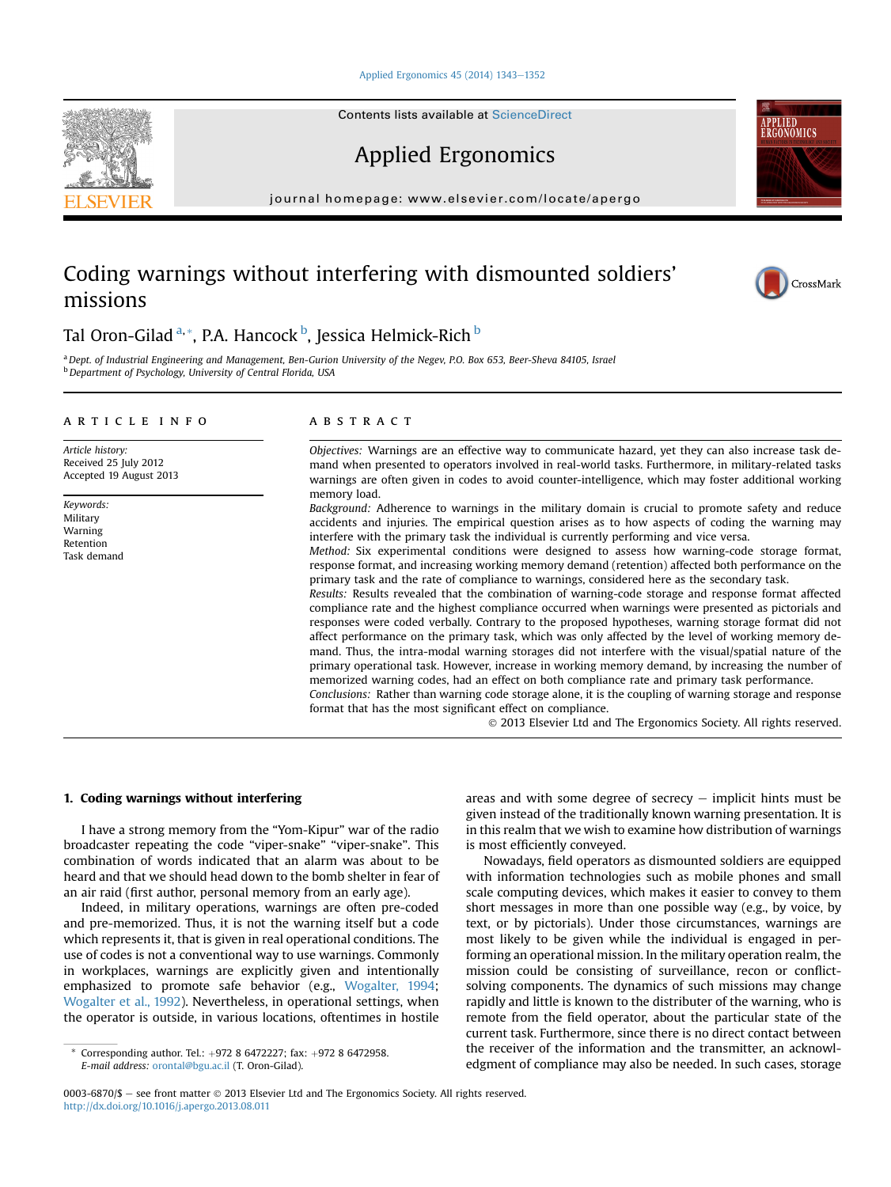# Coding warnings without interfering with dismounted soldiers' missions

Tal Oron-Gilad [a,*], P.A. Hancock [b], Jessica Helmick-Rich [b]

[a] Dept. of Industrial Engineering and Management, Ben-Gurion University of the Negev, P.O. Box 653, Beer-Sheva 84105, Israel
[b] Department of Psychology, University of Central Florida, USA

## ARTICLE INFO

*Article history:*
Received 25 July 2012
Accepted 19 August 2013

*Keywords:*
Military
Warning
Retention
Task demand

## ABSTRACT

*Objectives:* Warnings are an effective way to communicate hazard, yet they can also increase task demand when presented to operators involved in real-world tasks. Furthermore, in military-related tasks warnings are often given in codes to avoid counter-intelligence, which may foster additional working memory load.

*Background:* Adherence to warnings in the military domain is crucial to promote safety and reduce accidents and injuries. The empirical question arises as to how aspects of coding the warning may interfere with the primary task the individual is currently performing and vice versa.

*Method:* Six experimental conditions were designed to assess how warning-code storage format, response format, and increasing working memory demand (retention) affected both performance on the primary task and the rate of compliance to warnings, considered here as the secondary task.

*Results:* Results revealed that the combination of warning-code storage and response format affected compliance rate and the highest compliance occurred when warnings were presented as pictorials and responses were coded verbally. Contrary to the proposed hypotheses, warning storage format did not affect performance on the primary task, which was only affected by the level of working memory demand. Thus, the intra-modal warning storages did not interfere with the visual/spatial nature of the primary operational task. However, increase in working memory demand, by increasing the number of memorized warning codes, had an effect on both compliance rate and primary task performance.

*Conclusions:* Rather than warning code storage alone, it is the coupling of warning storage and response format that has the most significant effect on compliance.

© 2013 Elsevier Ltd and The Ergonomics Society. All rights reserved.

## 1. Coding warnings without interfering

I have a strong memory from the "Yom-Kipur" war of the radio broadcaster repeating the code "viper-snake" "viper-snake". This combination of words indicated that an alarm was about to be heard and that we should head down to the bomb shelter in fear of an air raid (first author, personal memory from an early age).

Indeed, in military operations, warnings are often pre-coded and pre-memorized. Thus, it is not the warning itself but a code which represents it, that is given in real operational conditions. The use of codes is not a conventional way to use warnings. Commonly in workplaces, warnings are explicitly given and intentionally emphasized to promote safe behavior (e.g., Wogalter, 1994; Wogalter et al., 1992). Nevertheless, in operational settings, when the operator is outside, in various locations, oftentimes in hostile areas and with some degree of secrecy – implicit hints must be given instead of the traditionally known warning presentation. It is in this realm that we wish to examine how distribution of warnings is most efficiently conveyed.

Nowadays, field operators as dismounted soldiers are equipped with information technologies such as mobile phones and small scale computing devices, which makes it easier to convey to them short messages in more than one possible way (e.g., by voice, by text, or by pictorials). Under those circumstances, warnings are most likely to be given while the individual is engaged in performing an operational mission. In the military operation realm, the mission could be consisting of surveillance, recon or conflict-solving components. The dynamics of such missions may change rapidly and little is known to the distributer of the warning, who is remote from the field operator, about the particular state of the current task. Furthermore, since there is no direct contact between the receiver of the information and the transmitter, an acknowledgment of compliance may also be needed. In such cases, storage

* Corresponding author. Tel.: +972 8 6472227; fax: +972 8 6472958.
*E-mail address:* orontal@bgu.ac.il (T. Oron-Gilad).

0003-6870/$ – see front matter © 2013 Elsevier Ltd and The Ergonomics Society. All rights reserved.
http://dx.doi.org/10.1016/j.apergo.2013.08.011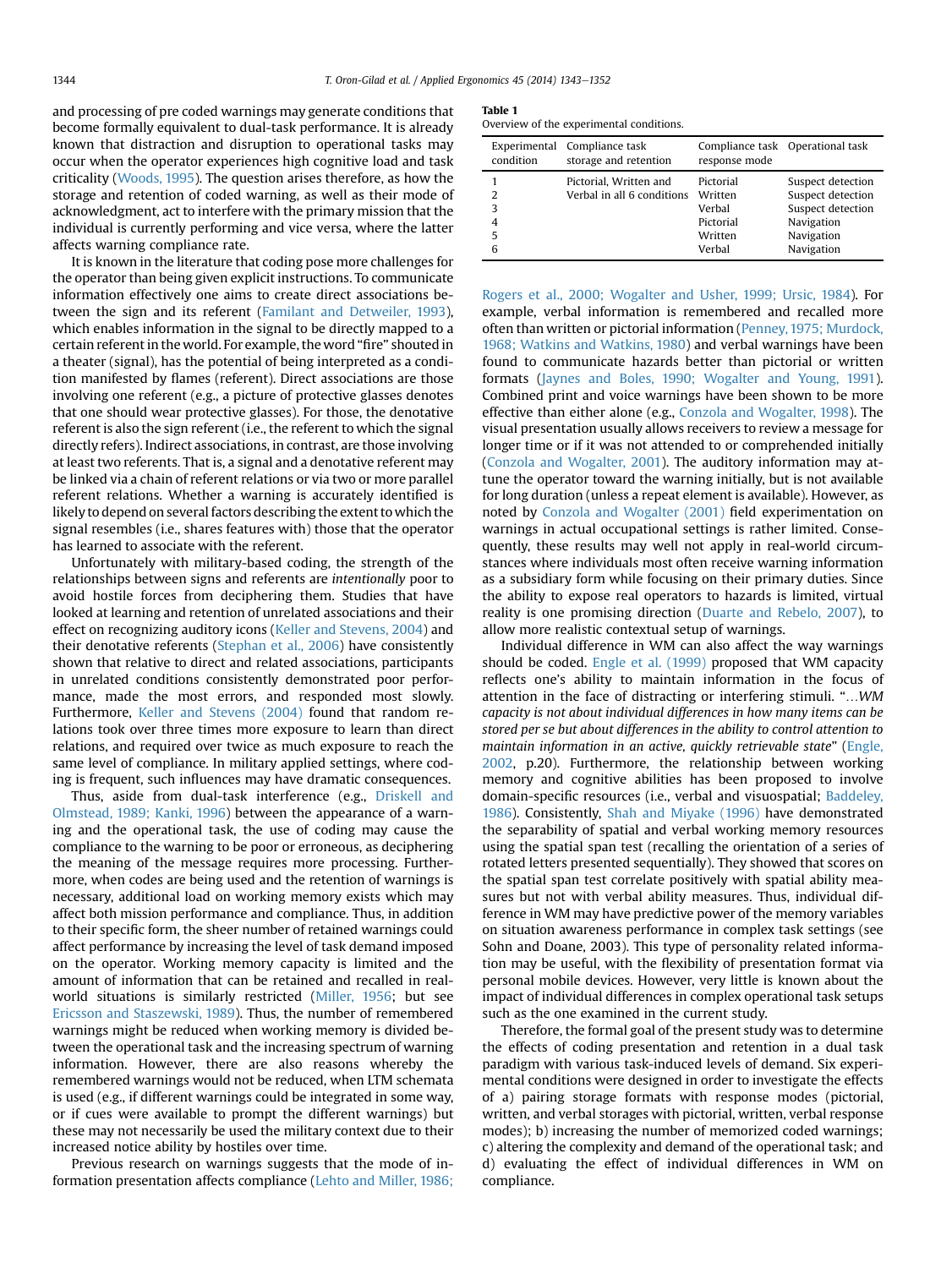and processing of pre coded warnings may generate conditions that become formally equivalent to dual-task performance. It is already known that distraction and disruption to operational tasks may occur when the operator experiences high cognitive load and task criticality (Woods, 1995). The question arises therefore, as how the storage and retention of coded warning, as well as their mode of acknowledgment, act to interfere with the primary mission that the individual is currently performing and vice versa, where the latter affects warning compliance rate.

It is known in the literature that coding pose more challenges for the operator than being given explicit instructions. To communicate information effectively one aims to create direct associations between the sign and its referent (Familant and Detweiler, 1993), which enables information in the signal to be directly mapped to a certain referent in the world. For example, the word "fire" shouted in a theater (signal), has the potential of being interpreted as a condition manifested by flames (referent). Direct associations are those involving one referent (e.g., a picture of protective glasses denotes that one should wear protective glasses). For those, the denotative referent is also the sign referent (i.e., the referent to which the signal directly refers). Indirect associations, in contrast, are those involving at least two referents. That is, a signal and a denotative referent may be linked via a chain of referent relations or via two or more parallel referent relations. Whether a warning is accurately identified is likely to depend on several factors describing the extent to which the signal resembles (i.e., shares features with) those that the operator has learned to associate with the referent.

Unfortunately with military-based coding, the strength of the relationships between signs and referents are *intentionally* poor to avoid hostile forces from deciphering them. Studies that have looked at learning and retention of unrelated associations and their effect on recognizing auditory icons (Keller and Stevens, 2004) and their denotative referents (Stephan et al., 2006) have consistently shown that relative to direct and related associations, participants in unrelated conditions consistently demonstrated poor performance, made the most errors, and responded most slowly. Furthermore, Keller and Stevens (2004) found that random relations took over three times more exposure to learn than direct relations, and required over twice as much exposure to reach the same level of compliance. In military applied settings, where coding is frequent, such influences may have dramatic consequences.

Thus, aside from dual-task interference (e.g., Driskell and Olmstead, 1989; Kanki, 1996) between the appearance of a warning and the operational task, the use of coding may cause the compliance to the warning to be poor or erroneous, as deciphering the meaning of the message requires more processing. Furthermore, when codes are being used and the retention of warnings is necessary, additional load on working memory exists which may affect both mission performance and compliance. Thus, in addition to their specific form, the sheer number of retained warnings could affect performance by increasing the level of task demand imposed on the operator. Working memory capacity is limited and the amount of information that can be retained and recalled in real-world situations is similarly restricted (Miller, 1956; but see Ericsson and Staszewski, 1989). Thus, the number of remembered warnings might be reduced when working memory is divided between the operational task and the increasing spectrum of warning information. However, there are also reasons whereby the remembered warnings would not be reduced, when LTM schemata is used (e.g., if different warnings could be integrated in some way, or if cues were available to prompt the different warnings) but these may not necessarily be used the military context due to their increased notice ability by hostiles over time.

Previous research on warnings suggests that the mode of information presentation affects compliance (Lehto and Miller, 1986; Rogers et al., 2000; Wogalter and Usher, 1999; Ursic, 1984). For example, verbal information is remembered and recalled more often than written or pictorial information (Penney, 1975; Murdock, 1968; Watkins and Watkins, 1980) and verbal warnings have been found to communicate hazards better than pictorial or written formats (Jaynes and Boles, 1990; Wogalter and Young, 1991). Combined print and voice warnings have been shown to be more effective than either alone (e.g., Conzola and Wogalter, 1998). The visual presentation usually allows receivers to review a message for longer time or if it was not attended to or comprehended initially (Conzola and Wogalter, 2001). The auditory information may attune the operator toward the warning initially, but is not available for long duration (unless a repeat element is available). However, as noted by Conzola and Wogalter (2001) field experimentation on warnings in actual occupational settings is rather limited. Consequently, these results may well not apply in real-world circumstances where individuals most often receive warning information as a subsidiary form while focusing on their primary duties. Since the ability to expose real operators to hazards is limited, virtual reality is one promising direction (Duarte and Rebelo, 2007), to allow more realistic contextual setup of warnings.

Individual difference in WM can also affect the way warnings should be coded. Engle et al. (1999) proposed that WM capacity reflects one's ability to maintain information in the focus of attention in the face of distracting or interfering stimuli. "…*WM capacity is not about individual differences in how many items can be stored per se but about differences in the ability to control attention to maintain information in an active, quickly retrievable state*" (Engle, 2002, p.20). Furthermore, the relationship between working memory and cognitive abilities has been proposed to involve domain-specific resources (i.e., verbal and visuospatial; Baddeley, 1986). Consistently, Shah and Miyake (1996) have demonstrated the separability of spatial and verbal working memory resources using the spatial span test (recalling the orientation of a series of rotated letters presented sequentially). They showed that scores on the spatial span test correlate positively with spatial ability measures but not with verbal ability measures. Thus, individual difference in WM may have predictive power of the memory variables on situation awareness performance in complex task settings (see Sohn and Doane, 2003). This type of personality related information may be useful, with the flexibility of presentation format via personal mobile devices. However, very little is known about the impact of individual differences in complex operational task setups such as the one examined in the current study.

Therefore, the formal goal of the present study was to determine the effects of coding presentation and retention in a dual task paradigm with various task-induced levels of demand. Six experimental conditions were designed in order to investigate the effects of a) pairing storage formats with response modes (pictorial, written, and verbal storages with pictorial, written, verbal response modes); b) increasing the number of memorized coded warnings; c) altering the complexity and demand of the operational task; and d) evaluating the effect of individual differences in WM on compliance.

**Table 1**
Overview of the experimental conditions.

| Experimental condition | Compliance task storage and retention | Compliance task response mode | Operational task |
|---|---|---|---|
| 1 | Pictorial, Written and Verbal in all 6 conditions | Pictorial | Suspect detection |
| 2 | | Written | Suspect detection |
| 3 | | Verbal | Suspect detection |
| 4 | | Pictorial | Navigation |
| 5 | | Written | Navigation |
| 6 | | Verbal | Navigation |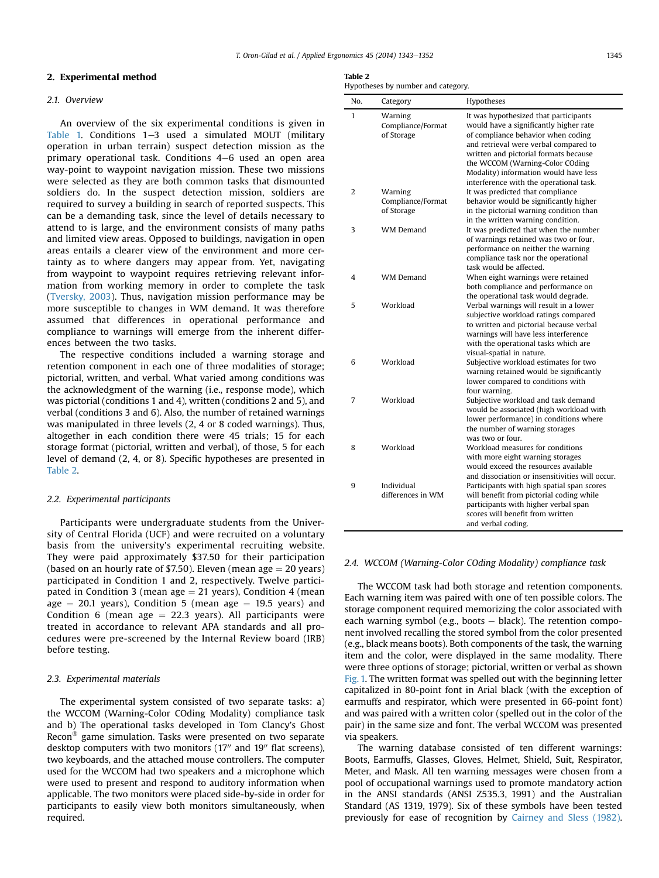## 2. Experimental method

### 2.1. Overview

An overview of the six experimental conditions is given in Table 1. Conditions 1–3 used a simulated MOUT (military operation in urban terrain) suspect detection mission as the primary operational task. Conditions 4–6 used an open area way-point to waypoint navigation mission. These two missions were selected as they are both common tasks that dismounted soldiers do. In the suspect detection mission, soldiers are required to survey a building in search of reported suspects. This can be a demanding task, since the level of details necessary to attend to is large, and the environment consists of many paths and limited view areas. Opposed to buildings, navigation in open areas entails a clearer view of the environment and more certainty as to where dangers may appear from. Yet, navigating from waypoint to waypoint requires retrieving relevant information from working memory in order to complete the task (Tversky, 2003). Thus, navigation mission performance may be more susceptible to changes in WM demand. It was therefore assumed that differences in operational performance and compliance to warnings will emerge from the inherent differences between the two tasks.

The respective conditions included a warning storage and retention component in each one of three modalities of storage; pictorial, written, and verbal. What varied among conditions was the acknowledgment of the warning (i.e., response mode), which was pictorial (conditions 1 and 4), written (conditions 2 and 5), and verbal (conditions 3 and 6). Also, the number of retained warnings was manipulated in three levels (2, 4 or 8 coded warnings). Thus, altogether in each condition there were 45 trials; 15 for each storage format (pictorial, written and verbal), of those, 5 for each level of demand (2, 4, or 8). Specific hypotheses are presented in Table 2.

### 2.2. Experimental participants

Participants were undergraduate students from the University of Central Florida (UCF) and were recruited on a voluntary basis from the university's experimental recruiting website. They were paid approximately $37.50 for their participation (based on an hourly rate of $7.50). Eleven (mean age = 20 years) participated in Condition 1 and 2, respectively. Twelve participated in Condition 3 (mean age = 21 years), Condition 4 (mean age = 20.1 years), Condition 5 (mean age = 19.5 years) and Condition 6 (mean age = 22.3 years). All participants were treated in accordance to relevant APA standards and all procedures were pre-screened by the Internal Review board (IRB) before testing.

### 2.3. Experimental materials

The experimental system consisted of two separate tasks: a) the WCCOM (Warning-Color COding Modality) compliance task and b) The operational tasks developed in Tom Clancy's Ghost Recon® game simulation. Tasks were presented on two separate desktop computers with two monitors (17″ and 19″ flat screens), two keyboards, and the attached mouse controllers. The computer used for the WCCOM had two speakers and a microphone which were used to present and respond to auditory information when applicable. The two monitors were placed side-by-side in order for participants to easily view both monitors simultaneously, when required.

**Table 2**
Hypotheses by number and category.

| No. | Category | Hypotheses |
|---|---|---|
| 1 | Warning Compliance/Format of Storage | It was hypothesized that participants would have a significantly higher rate of compliance behavior when coding and retrieval were verbal compared to written and pictorial formats because the WCCOM (Warning-Color COding Modality) information would have less interference with the operational task. |
| 2 | Warning Compliance/Format of Storage | It was predicted that compliance behavior would be significantly higher in the pictorial warning condition than in the written warning condition. |
| 3 | WM Demand | It was predicted that when the number of warnings retained was two or four, performance on neither the warning compliance task nor the operational task would be affected. |
| 4 | WM Demand | When eight warnings were retained both compliance and performance on the operational task would degrade. |
| 5 | Workload | Verbal warnings will result in a lower subjective workload ratings compared to written and pictorial because verbal warnings will have less interference with the operational tasks which are visual-spatial in nature. |
| 6 | Workload | Subjective workload estimates for two warning retained would be significantly lower compared to conditions with four warning. |
| 7 | Workload | Subjective workload and task demand would be associated (high workload with lower performance) in conditions where the number of warning storages was two or four. |
| 8 | Workload | Workload measures for conditions with more eight warning storages would exceed the resources available and dissociation or insensitivities will occur. |
| 9 | Individual differences in WM | Participants with high spatial span scores will benefit from pictorial coding while participants with higher verbal span scores will benefit from written and verbal coding. |

### 2.4. WCCOM (Warning-Color COding Modality) compliance task

The WCCOM task had both storage and retention components. Each warning item was paired with one of ten possible colors. The storage component required memorizing the color associated with each warning symbol (e.g., boots – black). The retention component involved recalling the stored symbol from the color presented (e.g., black means boots). Both components of the task, the warning item and the color, were displayed in the same modality. There were three options of storage; pictorial, written or verbal as shown Fig. 1. The written format was spelled out with the beginning letter capitalized in 80-point font in Arial black (with the exception of earmuffs and respirator, which were presented in 66-point font) and was paired with a written color (spelled out in the color of the pair) in the same size and font. The verbal WCCOM was presented via speakers.

The warning database consisted of ten different warnings: Boots, Earmuffs, Glasses, Gloves, Helmet, Shield, Suit, Respirator, Meter, and Mask. All ten warning messages were chosen from a pool of occupational warnings used to promote mandatory action in the ANSI standards (ANSI Z535.3, 1991) and the Australian Standard (AS 1319, 1979). Six of these symbols have been tested previously for ease of recognition by Cairney and Sless (1982).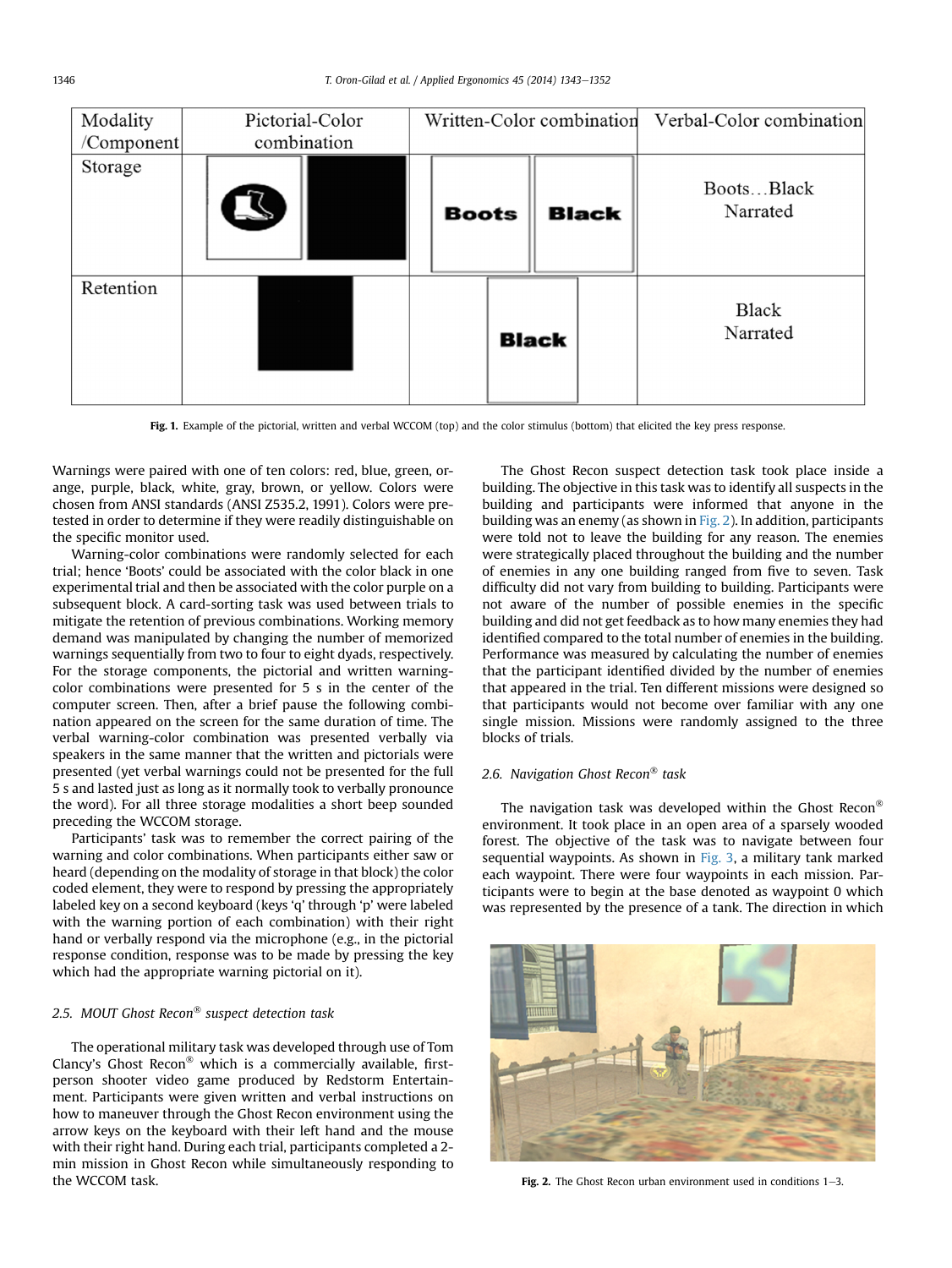| Modality /Component | Pictorial-Color combination | Written-Color combination | Verbal-Color combination |
| --- | --- | --- | --- |
| Storage | | Boots Black | Boots…Black Narrated |
| Retention | | Black | Black Narrated |

**Fig. 1.** Example of the pictorial, written and verbal WCCOM (top) and the color stimulus (bottom) that elicited the key press response.

Warnings were paired with one of ten colors: red, blue, green, orange, purple, black, white, gray, brown, or yellow. Colors were chosen from ANSI standards (ANSI Z535.2, 1991). Colors were pretested in order to determine if they were readily distinguishable on the specific monitor used.

Warning-color combinations were randomly selected for each trial; hence 'Boots' could be associated with the color black in one experimental trial and then be associated with the color purple on a subsequent block. A card-sorting task was used between trials to mitigate the retention of previous combinations. Working memory demand was manipulated by changing the number of memorized warnings sequentially from two to four to eight dyads, respectively. For the storage components, the pictorial and written warning-color combinations were presented for 5 s in the center of the computer screen. Then, after a brief pause the following combination appeared on the screen for the same duration of time. The verbal warning-color combination was presented verbally via speakers in the same manner that the written and pictorials were presented (yet verbal warnings could not be presented for the full 5 s and lasted just as long as it normally took to verbally pronounce the word). For all three storage modalities a short beep sounded preceding the WCCOM storage.

Participants' task was to remember the correct pairing of the warning and color combinations. When participants either saw or heard (depending on the modality of storage in that block) the color coded element, they were to respond by pressing the appropriately labeled key on a second keyboard (keys 'q' through 'p' were labeled with the warning portion of each combination) with their right hand or verbally respond via the microphone (e.g., in the pictorial response condition, response was to be made by pressing the key which had the appropriate warning pictorial on it).

### 2.5. MOUT Ghost Recon® suspect detection task

The operational military task was developed through use of Tom Clancy's Ghost Recon® which is a commercially available, first-person shooter video game produced by Redstorm Entertainment. Participants were given written and verbal instructions on how to maneuver through the Ghost Recon environment using the arrow keys on the keyboard with their left hand and the mouse with their right hand. During each trial, participants completed a 2-min mission in Ghost Recon while simultaneously responding to the WCCOM task.

The Ghost Recon suspect detection task took place inside a building. The objective in this task was to identify all suspects in the building and participants were informed that anyone in the building was an enemy (as shown in Fig. 2). In addition, participants were told not to leave the building for any reason. The enemies were strategically placed throughout the building and the number of enemies in any one building ranged from five to seven. Task difficulty did not vary from building to building. Participants were not aware of the number of possible enemies in the specific building and did not get feedback as to how many enemies they had identified compared to the total number of enemies in the building. Performance was measured by calculating the number of enemies that the participant identified divided by the number of enemies that appeared in the trial. Ten different missions were designed so that participants would not become over familiar with any one single mission. Missions were randomly assigned to the three blocks of trials.

### 2.6. Navigation Ghost Recon® task

The navigation task was developed within the Ghost Recon® environment. It took place in an open area of a sparsely wooded forest. The objective of the task was to navigate between four sequential waypoints. As shown in Fig. 3, a military tank marked each waypoint. There were four waypoints in each mission. Participants were to begin at the base denoted as waypoint 0 which was represented by the presence of a tank. The direction in which

**Fig. 2.** The Ghost Recon urban environment used in conditions 1–3.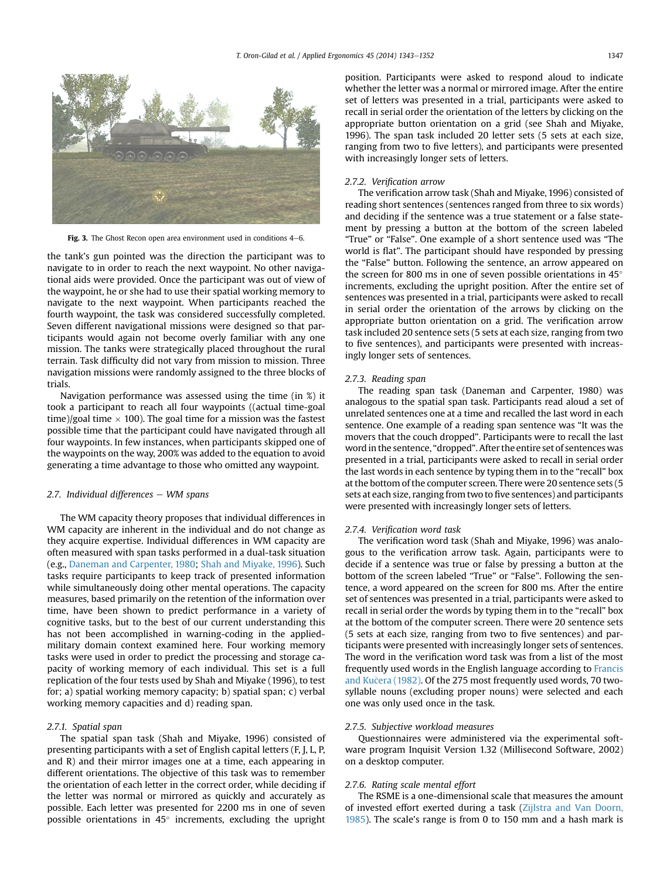Fig. 3. The Ghost Recon open area environment used in conditions 4–6.

the tank's gun pointed was the direction the participant was to navigate to in order to reach the next waypoint. No other navigational aids were provided. Once the participant was out of view of the waypoint, he or she had to use their spatial working memory to navigate to the next waypoint. When participants reached the fourth waypoint, the task was considered successfully completed. Seven different navigational missions were designed so that participants would again not become overly familiar with any one mission. The tanks were strategically placed throughout the rural terrain. Task difficulty did not vary from mission to mission. Three navigation missions were randomly assigned to the three blocks of trials.

Navigation performance was assessed using the time (in %) it took a participant to reach all four waypoints ((actual time-goal time)/goal time × 100). The goal time for a mission was the fastest possible time that the participant could have navigated through all four waypoints. In few instances, when participants skipped one of the waypoints on the way, 200% was added to the equation to avoid generating a time advantage to those who omitted any waypoint.

### 2.7. Individual differences – WM spans

The WM capacity theory proposes that individual differences in WM capacity are inherent in the individual and do not change as they acquire expertise. Individual differences in WM capacity are often measured with span tasks performed in a dual-task situation (e.g., Daneman and Carpenter, 1980; Shah and Miyake, 1996). Such tasks require participants to keep track of presented information while simultaneously doing other mental operations. The capacity measures, based primarily on the retention of the information over time, have been shown to predict performance in a variety of cognitive tasks, but to the best of our current understanding this has not been accomplished in warning-coding in the applied-military domain context examined here. Four working memory tasks were used in order to predict the processing and storage capacity of working memory of each individual. This set is a full replication of the four tests used by Shah and Miyake (1996), to test for; a) spatial working memory capacity; b) spatial span; c) verbal working memory capacities and d) reading span.

#### 2.7.1. Spatial span

The spatial span task (Shah and Miyake, 1996) consisted of presenting participants with a set of English capital letters (F, J, L, P, and R) and their mirror images one at a time, each appearing in different orientations. The objective of this task was to remember the orientation of each letter in the correct order, while deciding if the letter was normal or mirrored as quickly and accurately as possible. Each letter was presented for 2200 ms in one of seven possible orientations in 45° increments, excluding the upright position. Participants were asked to respond aloud to indicate whether the letter was a normal or mirrored image. After the entire set of letters was presented in a trial, participants were asked to recall in serial order the orientation of the letters by clicking on the appropriate button orientation on a grid (see Shah and Miyake, 1996). The span task included 20 letter sets (5 sets at each size, ranging from two to five letters), and participants were presented with increasingly longer sets of letters.

#### 2.7.2. Verification arrow

The verification arrow task (Shah and Miyake, 1996) consisted of reading short sentences (sentences ranged from three to six words) and deciding if the sentence was a true statement or a false statement by pressing a button at the bottom of the screen labeled "True" or "False". One example of a short sentence used was "The world is flat". The participant should have responded by pressing the "False" button. Following the sentence, an arrow appeared on the screen for 800 ms in one of seven orientations in 45° increments, excluding the upright position. After the entire set of sentences was presented in a trial, participants were asked to recall in serial order the orientation of the arrows by clicking on the appropriate button orientation on a grid. The verification arrow task included 20 sentence sets (5 sets at each size, ranging from two to five sentences), and participants were presented with increasingly longer sets of sentences.

#### 2.7.3. Reading span

The reading span task (Daneman and Carpenter, 1980) was analogous to the spatial span task. Participants read aloud a set of unrelated sentences one at a time and recalled the last word in each sentence. One example of a reading span sentence was "It was the movers that the couch dropped". Participants were to recall the last word in the sentence, "dropped". After the entire set of sentences was presented in a trial, participants were asked to recall in serial order the last words in each sentence by typing them in to the "recall" box at the bottom of the computer screen. There were 20 sentence sets (5 sets at each size, ranging from two to five sentences) and participants were presented with increasingly longer sets of letters.

#### 2.7.4. Verification word task

The verification word task (Shah and Miyake, 1996) was analogous to the verification arrow task. Again, participants were to decide if a sentence was true or false by pressing a button at the bottom of the screen labeled "True" or "False". Following the sentence, a word appeared on the screen for 800 ms. After the entire set of sentences was presented in a trial, participants were asked to recall in serial order the words by typing them in to the "recall" box at the bottom of the computer screen. There were 20 sentence sets (5 sets at each size, ranging from two to five sentences) and participants were presented with increasingly longer sets of sentences. The word in the verification word task was from a list of the most frequently used words in the English language according to Francis and Kučera (1982). Of the 275 most frequently used words, 70 two-syllable nouns (excluding proper nouns) were selected and each one was only used once in the task.

#### 2.7.5. Subjective workload measures

Questionnaires were administered via the experimental software program Inquisit Version 1.32 (Millisecond Software, 2002) on a desktop computer.

#### 2.7.6. Rating scale mental effort

The RSME is a one-dimensional scale that measures the amount of invested effort exerted during a task (Zijlstra and Van Doorn, 1985). The scale's range is from 0 to 150 mm and a hash mark is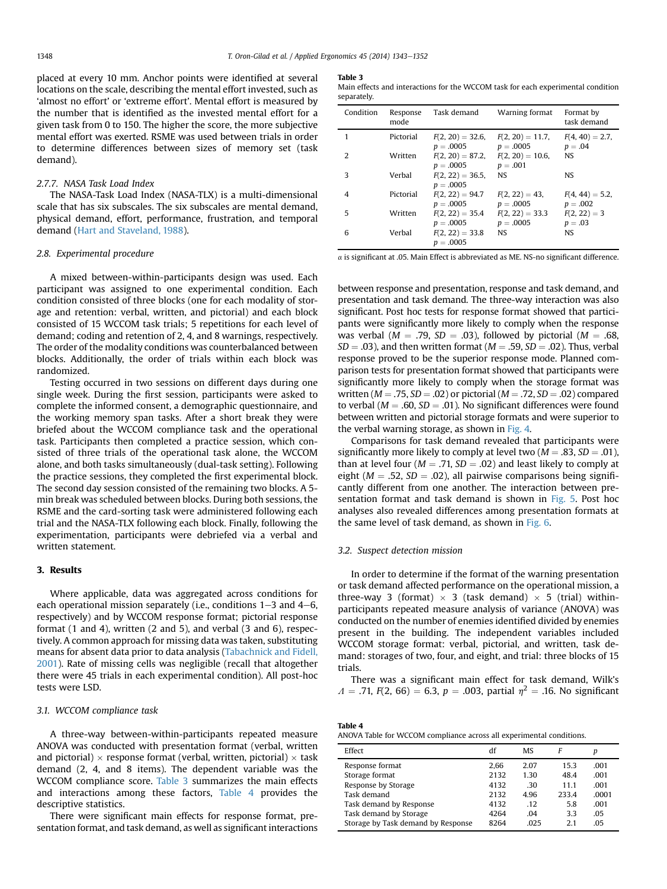placed at every 10 mm. Anchor points were identified at several locations on the scale, describing the mental effort invested, such as 'almost no effort' or 'extreme effort'. Mental effort is measured by the number that is identified as the invested mental effort for a given task from 0 to 150. The higher the score, the more subjective mental effort was exerted. RSME was used between trials in order to determine differences between sizes of memory set (task demand).

#### 2.7.7. NASA Task Load Index

The NASA-Task Load Index (NASA-TLX) is a multi-dimensional scale that has six subscales. The six subscales are mental demand, physical demand, effort, performance, frustration, and temporal demand (Hart and Staveland, 1988).

### 2.8. Experimental procedure

A mixed between-within-participants design was used. Each participant was assigned to one experimental condition. Each condition consisted of three blocks (one for each modality of storage and retention: verbal, written, and pictorial) and each block consisted of 15 WCCOM task trials; 5 repetitions for each level of demand; coding and retention of 2, 4, and 8 warnings, respectively. The order of the modality conditions was counterbalanced between blocks. Additionally, the order of trials within each block was randomized.

Testing occurred in two sessions on different days during one single week. During the first session, participants were asked to complete the informed consent, a demographic questionnaire, and the working memory span tasks. After a short break they were briefed about the WCCOM compliance task and the operational task. Participants then completed a practice session, which consisted of three trials of the operational task alone, the WCCOM alone, and both tasks simultaneously (dual-task setting). Following the practice sessions, they completed the first experimental block. The second day session consisted of the remaining two blocks. A 5-min break was scheduled between blocks. During both sessions, the RSME and the card-sorting task were administered following each trial and the NASA-TLX following each block. Finally, following the experimentation, participants were debriefed via a verbal and written statement.

## 3. Results

Where applicable, data was aggregated across conditions for each operational mission separately (i.e., conditions 1–3 and 4–6, respectively) and by WCCOM response format; pictorial response format (1 and 4), written (2 and 5), and verbal (3 and 6), respectively. A common approach for missing data was taken, substituting means for absent data prior to data analysis (Tabachnick and Fidell, 2001). Rate of missing cells was negligible (recall that altogether there were 45 trials in each experimental condition). All post-hoc tests were LSD.

### 3.1. WCCOM compliance task

A three-way between-within-participants repeated measure ANOVA was conducted with presentation format (verbal, written and pictorial) × response format (verbal, written, pictorial) × task demand (2, 4, and 8 items). The dependent variable was the WCCOM compliance score. Table 3 summarizes the main effects and interactions among these factors, Table 4 provides the descriptive statistics.

There were significant main effects for response format, presentation format, and task demand, as well as significant interactions

**Table 3**
Main effects and interactions for the WCCOM task for each experimental condition separately.

| Condition | Response mode | Task demand | Warning format | Format by task demand |
|---|---|---|---|---|
| 1 | Pictorial | $F(2, 20) = 32.6$, $p = .0005$ | $F(2, 20) = 11.7$, $p = .0005$ | $F(4, 40) = 2.7$, $p = .04$ |
| 2 | Written | $F(2, 20) = 87.2$, $p = .0005$ | $F(2, 20) = 10.6$, $p = .001$ | NS |
| 3 | Verbal | $F(2, 22) = 36.5$, $p = .0005$ | NS | NS |
| 4 | Pictorial | $F(2, 22) = 94.7$ $p = .0005$ | $F(2, 22) = 43$, $p = .0005$ | $F(4, 44) = 5.2$, $p = .002$ |
| 5 | Written | $F(2, 22) = 35.4$ $p = .0005$ | $F(2, 22) = 33.3$ $p = .0005$ | $F(2, 22) = 3$ $p = .03$ |
| 6 | Verbal | $F(2, 22) = 33.8$ $p = .0005$ | NS | NS |

$\alpha$ is significant at .05. Main Effect is abbreviated as ME. NS-no significant difference.

between response and presentation, response and task demand, and presentation and task demand. The three-way interaction was also significant. Post hoc tests for response format showed that participants were significantly more likely to comply when the response was verbal ($M = .79$, $SD = .03$), followed by pictorial ($M = .68$, $SD = .03$), and then written format ($M = .59$, $SD = .02$). Thus, verbal response proved to be the superior response mode. Planned comparison tests for presentation format showed that participants were significantly more likely to comply when the storage format was written ($M = .75$, $SD = .02$) or pictorial ($M = .72$, $SD = .02$) compared to verbal ($M = .60$, $SD = .01$). No significant differences were found between written and pictorial storage formats and were superior to the verbal warning storage, as shown in Fig. 4.

Comparisons for task demand revealed that participants were significantly more likely to comply at level two ($M = .83$, $SD = .01$), than at level four ($M = .71$, $SD = .02$) and least likely to comply at eight ($M = .52$, $SD = .02$), all pairwise comparisons being significantly different from one another. The interaction between presentation format and task demand is shown in Fig. 5. Post hoc analyses also revealed differences among presentation formats at the same level of task demand, as shown in Fig. 6.

### 3.2. Suspect detection mission

In order to determine if the format of the warning presentation or task demand affected performance on the operational mission, a three-way 3 (format) × 3 (task demand) × 5 (trial) within-participants repeated measure analysis of variance (ANOVA) was conducted on the number of enemies identified divided by enemies present in the building. The independent variables included WCCOM storage format: verbal, pictorial, and written, task demand: storages of two, four, and eight, and trial: three blocks of 15 trials.

There was a significant main effect for task demand, Wilk's $\Lambda = .71$, $F(2, 66) = 6.3$, $p = .003$, partial $\eta^2 = .16$. No significant

**Table 4**
ANOVA Table for WCCOM compliance across all experimental conditions.

| Effect | df | MS | F | p |
|---|---|---|---|---|
| Response format | 2,66 | 2.07 | 15.3 | .001 |
| Storage format | 2132 | 1.30 | 48.4 | .001 |
| Response by Storage | 4132 | .30 | 11.1 | .001 |
| Task demand | 2132 | 4.96 | 233.4 | .0001 |
| Task demand by Response | 4132 | .12 | 5.8 | .001 |
| Task demand by Storage | 4264 | .04 | 3.3 | .05 |
| Storage by Task demand by Response | 8264 | .025 | 2.1 | .05 |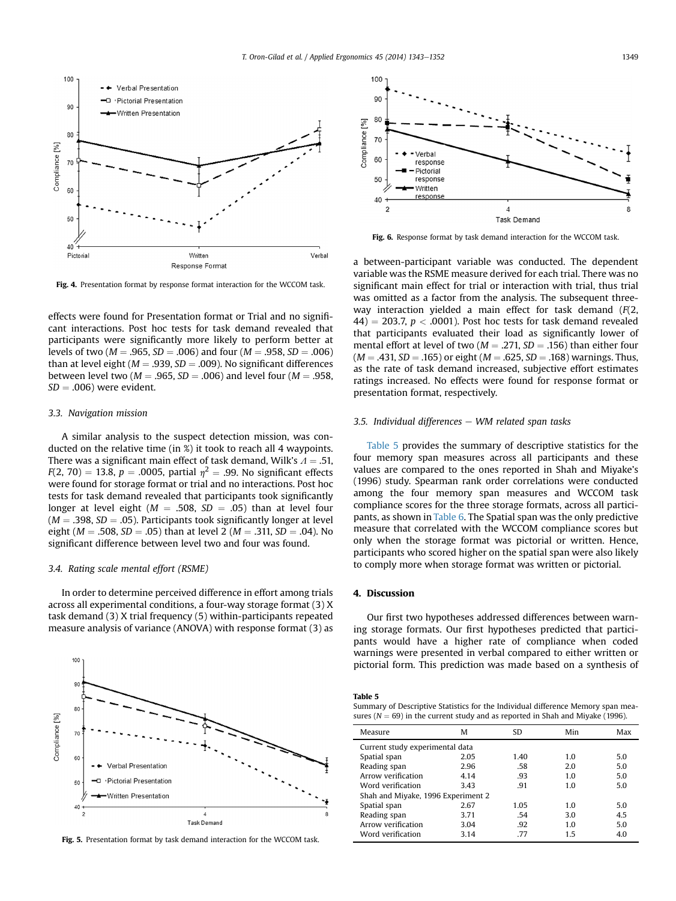Fig. 4. Presentation format by response format interaction for the WCCOM task.

effects were found for Presentation format or Trial and no significant interactions. Post hoc tests for task demand revealed that participants were significantly more likely to perform better at levels of two ($M = .965$, $SD = .006$) and four ($M = .958$, $SD = .006$) than at level eight ($M = .939$, $SD = .009$). No significant differences between level two ($M = .965$, $SD = .006$) and level four ($M = .958$, $SD = .006$) were evident.

### 3.3. Navigation mission

A similar analysis to the suspect detection mission, was conducted on the relative time (in %) it took to reach all 4 waypoints. There was a significant main effect of task demand, Wilk's $\Lambda = .51$, $F(2, 70) = 13.8$, $p = .0005$, partial $\eta^2 = .99$. No significant effects were found for storage format or trial and no interactions. Post hoc tests for task demand revealed that participants took significantly longer at level eight ($M = .508$, $SD = .05$) than at level four ($M = .398$, $SD = .05$). Participants took significantly longer at level eight ($M = .508$, $SD = .05$) than at level 2 ($M = .311$, $SD = .04$). No significant difference between level two and four was found.

### 3.4. Rating scale mental effort (RSME)

In order to determine perceived difference in effort among trials across all experimental conditions, a four-way storage format (3) X task demand (3) X trial frequency (5) within-participants repeated measure analysis of variance (ANOVA) with response format (3) as a between-participant variable was conducted. The dependent variable was the RSME measure derived for each trial. There was no significant main effect for trial or interaction with trial, thus trial was omitted as a factor from the analysis. The subsequent three-way interaction yielded a main effect for task demand ($F(2, 44) = 203.7$, $p < .0001$). Post hoc tests for task demand revealed that participants evaluated their load as significantly lower of mental effort at level of two ($M = .271$, $SD = .156$) than either four ($M = .431$, $SD = .165$) or eight ($M = .625$, $SD = .168$) warnings. Thus, as the rate of task demand increased, subjective effort estimates ratings increased. No effects were found for response format or presentation format, respectively.

Fig. 5. Presentation format by task demand interaction for the WCCOM task.

Fig. 6. Response format by task demand interaction for the WCCOM task.

### 3.5. Individual differences − WM related span tasks

Table 5 provides the summary of descriptive statistics for the four memory span measures across all participants and these values are compared to the ones reported in Shah and Miyake's (1996) study. Spearman rank order correlations were conducted among the four memory span measures and WCCOM task compliance scores for the three storage formats, across all participants, as shown in Table 6. The Spatial span was the only predictive measure that correlated with the WCCOM compliance scores but only when the storage format was pictorial or written. Hence, participants who scored higher on the spatial span were also likely to comply more when storage format was written or pictorial.

## 4. Discussion

Our first two hypotheses addressed differences between warning storage formats. Our first hypotheses predicted that participants would have a higher rate of compliance when coded warnings were presented in verbal compared to either written or pictorial form. This prediction was made based on a synthesis of

**Table 5**
Summary of Descriptive Statistics for the Individual difference Memory span measures ($N = 69$) in the current study and as reported in Shah and Miyake (1996).

| Measure | M | SD | Min | Max |
|---|---|---|---|---|
| Current study experimental data | | | | |
| Spatial span | 2.05 | 1.40 | 1.0 | 5.0 |
| Reading span | 2.96 | .58 | 2.0 | 5.0 |
| Arrow verification | 4.14 | .93 | 1.0 | 5.0 |
| Word verification | 3.43 | .91 | 1.0 | 5.0 |
| Shah and Miyake, 1996 Experiment 2 | | | | |
| Spatial span | 2.67 | 1.05 | 1.0 | 5.0 |
| Reading span | 3.71 | .54 | 3.0 | 4.5 |
| Arrow verification | 3.04 | .92 | 1.0 | 5.0 |
| Word verification | 3.14 | .77 | 1.5 | 4.0 |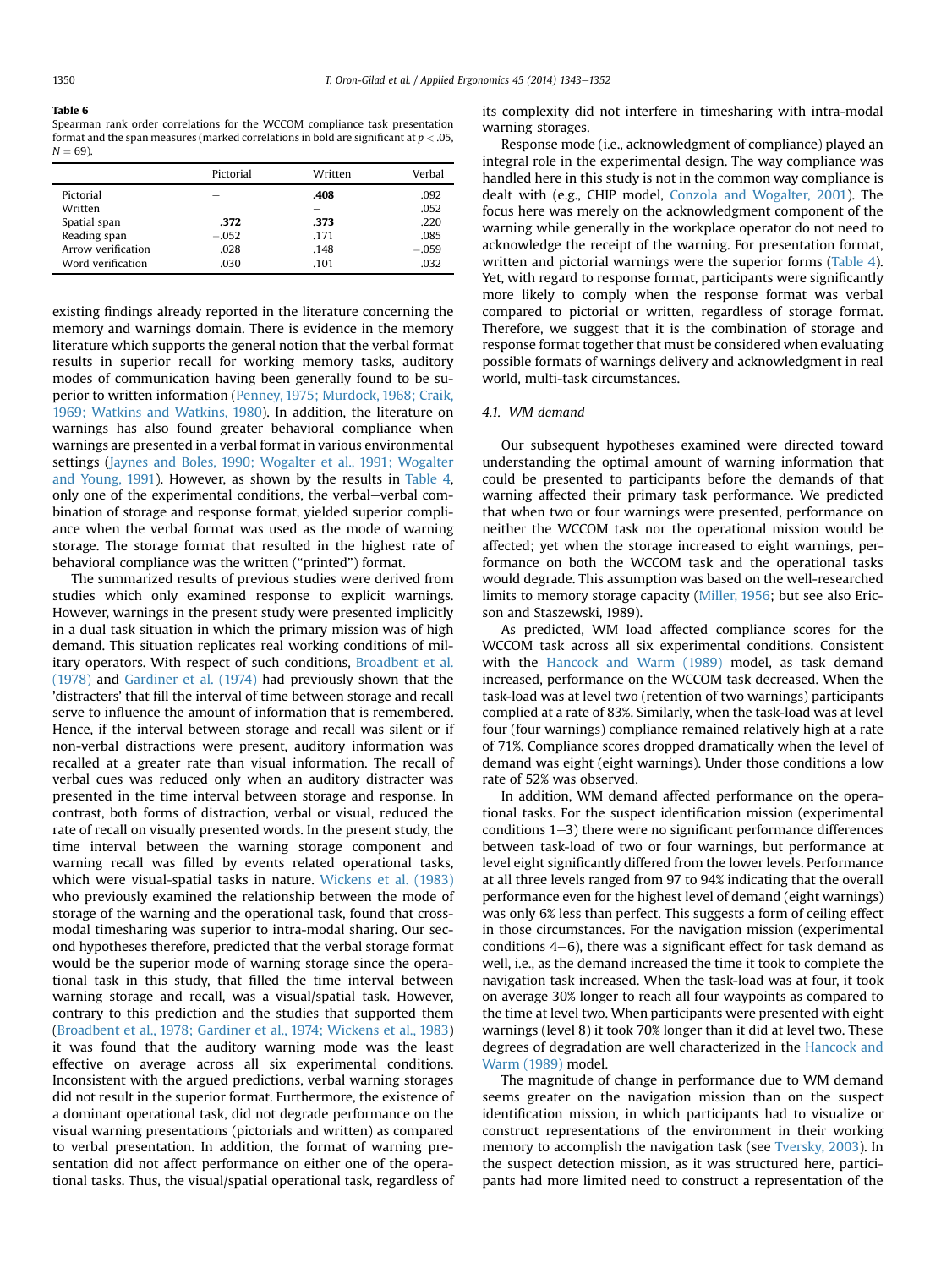**Table 6**
Spearman rank order correlations for the WCCOM compliance task presentation format and the span measures (marked correlations in bold are significant at $p < .05$, $N = 69$).

| | Pictorial | Written | Verbal |
|---|---|---|---|
| Pictorial | – | **.408** | .092 |
| Written | | – | .052 |
| Spatial span | **.372** | **.373** | .220 |
| Reading span | −.052 | .171 | .085 |
| Arrow verification | .028 | .148 | −.059 |
| Word verification | .030 | .101 | .032 |

existing findings already reported in the literature concerning the memory and warnings domain. There is evidence in the memory literature which supports the general notion that the verbal format results in superior recall for working memory tasks, auditory modes of communication having been generally found to be superior to written information (Penney, 1975; Murdock, 1968; Craik, 1969; Watkins and Watkins, 1980). In addition, the literature on warnings has also found greater behavioral compliance when warnings are presented in a verbal format in various environmental settings (Jaynes and Boles, 1990; Wogalter et al., 1991; Wogalter and Young, 1991). However, as shown by the results in Table 4, only one of the experimental conditions, the verbal–verbal combination of storage and response format, yielded superior compliance when the verbal format was used as the mode of warning storage. The storage format that resulted in the highest rate of behavioral compliance was the written ("printed") format.

The summarized results of previous studies were derived from studies which only examined response to explicit warnings. However, warnings in the present study were presented implicitly in a dual task situation in which the primary mission was of high demand. This situation replicates real working conditions of military operators. With respect of such conditions, Broadbent et al. (1978) and Gardiner et al. (1974) had previously shown that the 'distracters' that fill the interval of time between storage and recall serve to influence the amount of information that is remembered. Hence, if the interval between storage and recall was silent or if non-verbal distractions were present, auditory information was recalled at a greater rate than visual information. The recall of verbal cues was reduced only when an auditory distracter was presented in the time interval between storage and response. In contrast, both forms of distraction, verbal or visual, reduced the rate of recall on visually presented words. In the present study, the time interval between the warning storage component and warning recall was filled by events related operational tasks, which were visual-spatial tasks in nature. Wickens et al. (1983) who previously examined the relationship between the mode of storage of the warning and the operational task, found that cross-modal timesharing was superior to intra-modal sharing. Our second hypotheses therefore, predicted that the verbal storage format would be the superior mode of warning storage since the operational task in this study, that filled the time interval between warning storage and recall, was a visual/spatial task. However, contrary to this prediction and the studies that supported them (Broadbent et al., 1978; Gardiner et al., 1974; Wickens et al., 1983) it was found that the auditory warning mode was the least effective on average across all six experimental conditions. Inconsistent with the argued predictions, verbal warning storages did not result in the superior format. Furthermore, the existence of a dominant operational task, did not degrade performance on the visual warning presentations (pictorials and written) as compared to verbal presentation. In addition, the format of warning presentation did not affect performance on either one of the operational tasks. Thus, the visual/spatial operational task, regardless of its complexity did not interfere in timesharing with intra-modal warning storages.

Response mode (i.e., acknowledgment of compliance) played an integral role in the experimental design. The way compliance was handled here in this study is not in the common way compliance is dealt with (e.g., CHIP model, Conzola and Wogalter, 2001). The focus here was merely on the acknowledgment component of the warning while generally in the workplace operator do not need to acknowledge the receipt of the warning. For presentation format, written and pictorial warnings were the superior forms (Table 4). Yet, with regard to response format, participants were significantly more likely to comply when the response format was verbal compared to pictorial or written, regardless of storage format. Therefore, we suggest that it is the combination of storage and response format together that must be considered when evaluating possible formats of warnings delivery and acknowledgment in real world, multi-task circumstances.

### 4.1. WM demand

Our subsequent hypotheses examined were directed toward understanding the optimal amount of warning information that could be presented to participants before the demands of that warning affected their primary task performance. We predicted that when two or four warnings were presented, performance on neither the WCCOM task nor the operational mission would be affected; yet when the storage increased to eight warnings, performance on both the WCCOM task and the operational tasks would degrade. This assumption was based on the well-researched limits to memory storage capacity (Miller, 1956; but see also Ericson and Staszewski, 1989).

As predicted, WM load affected compliance scores for the WCCOM task across all six experimental conditions. Consistent with the Hancock and Warm (1989) model, as task demand increased, performance on the WCCOM task decreased. When the task-load was at level two (retention of two warnings) participants complied at a rate of 83%. Similarly, when the task-load was at level four (four warnings) compliance remained relatively high at a rate of 71%. Compliance scores dropped dramatically when the level of demand was eight (eight warnings). Under those conditions a low rate of 52% was observed.

In addition, WM demand affected performance on the operational tasks. For the suspect identification mission (experimental conditions 1–3) there were no significant performance differences between task-load of two or four warnings, but performance at level eight significantly differed from the lower levels. Performance at all three levels ranged from 97 to 94% indicating that the overall performance even for the highest level of demand (eight warnings) was only 6% less than perfect. This suggests a form of ceiling effect in those circumstances. For the navigation mission (experimental conditions 4–6), there was a significant effect for task demand as well, i.e., as the demand increased the time it took to complete the navigation task increased. When the task-load was at four, it took on average 30% longer to reach all four waypoints as compared to the time at level two. When participants were presented with eight warnings (level 8) it took 70% longer than it did at level two. These degrees of degradation are well characterized in the Hancock and Warm (1989) model.

The magnitude of change in performance due to WM demand seems greater on the navigation mission than on the suspect identification mission, in which participants had to visualize or construct representations of the environment in their working memory to accomplish the navigation task (see Tversky, 2003). In the suspect detection mission, as it was structured here, participants had more limited need to construct a representation of the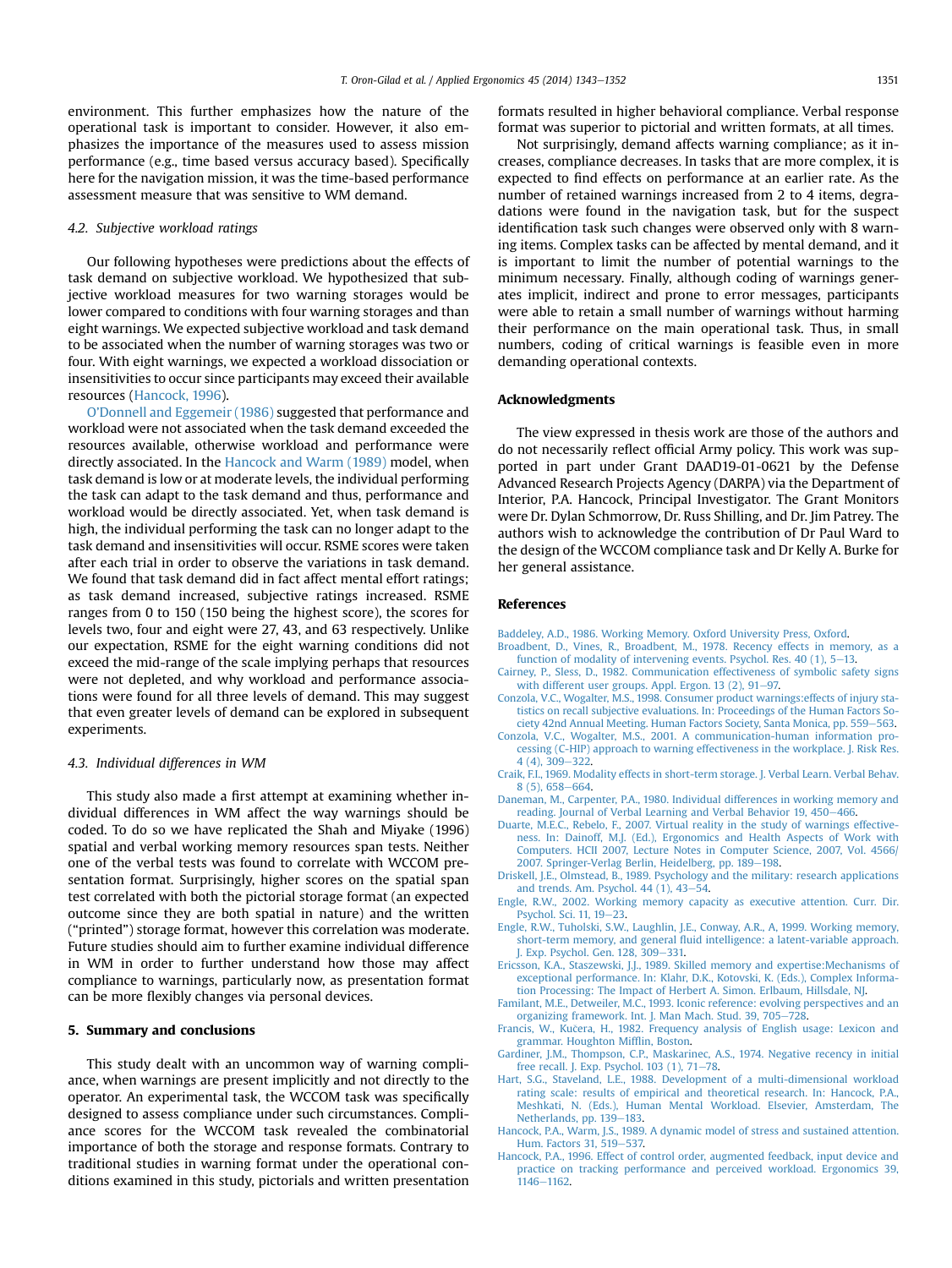environment. This further emphasizes how the nature of the operational task is important to consider. However, it also emphasizes the importance of the measures used to assess mission performance (e.g., time based versus accuracy based). Specifically here for the navigation mission, it was the time-based performance assessment measure that was sensitive to WM demand.

### 4.2. Subjective workload ratings

Our following hypotheses were predictions about the effects of task demand on subjective workload. We hypothesized that subjective workload measures for two warning storages would be lower compared to conditions with four warning storages and than eight warnings. We expected subjective workload and task demand to be associated when the number of warning storages was two or four. With eight warnings, we expected a workload dissociation or insensitivities to occur since participants may exceed their available resources (Hancock, 1996).

O'Donnell and Eggemeir (1986) suggested that performance and workload were not associated when the task demand exceeded the resources available, otherwise workload and performance were directly associated. In the Hancock and Warm (1989) model, when task demand is low or at moderate levels, the individual performing the task can adapt to the task demand and thus, performance and workload would be directly associated. Yet, when task demand is high, the individual performing the task can no longer adapt to the task demand and insensitivities will occur. RSME scores were taken after each trial in order to observe the variations in task demand. We found that task demand did in fact affect mental effort ratings; as task demand increased, subjective ratings increased. RSME ranges from 0 to 150 (150 being the highest score), the scores for levels two, four and eight were 27, 43, and 63 respectively. Unlike our expectation, RSME for the eight warning conditions did not exceed the mid-range of the scale implying perhaps that resources were not depleted, and why workload and performance associations were found for all three levels of demand. This may suggest that even greater levels of demand can be explored in subsequent experiments.

### 4.3. Individual differences in WM

This study also made a first attempt at examining whether individual differences in WM affect the way warnings should be coded. To do so we have replicated the Shah and Miyake (1996) spatial and verbal working memory resources span tests. Neither one of the verbal tests was found to correlate with WCCOM presentation format. Surprisingly, higher scores on the spatial span test correlated with both the pictorial storage format (an expected outcome since they are both spatial in nature) and the written ("printed") storage format, however this correlation was moderate. Future studies should aim to further examine individual difference in WM in order to further understand how those may affect compliance to warnings, particularly now, as presentation format can be more flexibly changes via personal devices.

## 5. Summary and conclusions

This study dealt with an uncommon way of warning compliance, when warnings are present implicitly and not directly to the operator. An experimental task, the WCCOM task was specifically designed to assess compliance under such circumstances. Compliance scores for the WCCOM task revealed the combinatorial importance of both the storage and response formats. Contrary to traditional studies in warning format under the operational conditions examined in this study, pictorials and written presentation formats resulted in higher behavioral compliance. Verbal response format was superior to pictorial and written formats, at all times.

Not surprisingly, demand affects warning compliance; as it increases, compliance decreases. In tasks that are more complex, it is expected to find effects on performance at an earlier rate. As the number of retained warnings increased from 2 to 4 items, degradations were found in the navigation task, but for the suspect identification task such changes were observed only with 8 warning items. Complex tasks can be affected by mental demand, and it is important to limit the number of potential warnings to the minimum necessary. Finally, although coding of warnings generates implicit, indirect and prone to error messages, participants were able to retain a small number of warnings without harming their performance on the main operational task. Thus, in small numbers, coding of critical warnings is feasible even in more demanding operational contexts.

## Acknowledgments

The view expressed in thesis work are those of the authors and do not necessarily reflect official Army policy. This work was supported in part under Grant DAAD19-01-0621 by the Defense Advanced Research Projects Agency (DARPA) via the Department of Interior, P.A. Hancock, Principal Investigator. The Grant Monitors were Dr. Dylan Schmorrow, Dr. Russ Shilling, and Dr. Jim Patrey. The authors wish to acknowledge the contribution of Dr Paul Ward to the design of the WCCOM compliance task and Dr Kelly A. Burke for her general assistance.

## References

Baddeley, A.D., 1986. Working Memory. Oxford University Press, Oxford.

Broadbent, D., Vines, R., Broadbent, M., 1978. Recency effects in memory, as a function of modality of intervening events. Psychol. Res. 40 (1), 5–13.

Cairney, P., Sless, D., 1982. Communication effectiveness of symbolic safety signs with different user groups. Appl. Ergon. 13 (2), 91–97.

Conzola, V.C., Wogalter, M.S., 1998. Consumer product warnings:effects of injury statistics on recall subjective evaluations. In: Proceedings of the Human Factors Society 42nd Annual Meeting. Human Factors Society, Santa Monica, pp. 559–563.

Conzola, V.C., Wogalter, M.S., 2001. A communication-human information processing (C-HIP) approach to warning effectiveness in the workplace. J. Risk Res. 4 (4), 309–322.

Craik, F.I., 1969. Modality effects in short-term storage. J. Verbal Learn. Verbal Behav. 8 (5), 658–664.

Daneman, M., Carpenter, P.A., 1980. Individual differences in working memory and reading. Journal of Verbal Learning and Verbal Behavior 19, 450–466.

Duarte, M.E.C., Rebelo, F., 2007. Virtual reality in the study of warnings effectiveness. In: Dainoff, M.J. (Ed.), Ergonomics and Health Aspects of Work with Computers. HCII 2007, Lecture Notes in Computer Science, 2007, Vol. 4566/2007. Springer-Verlag Berlin, Heidelberg, pp. 189–198.

Driskell, J.E., Olmstead, B., 1989. Psychology and the military: research applications and trends. Am. Psychol. 44 (1), 43–54.

Engle, R.W., 2002. Working memory capacity as executive attention. Curr. Dir. Psychol. Sci. 11, 19–23.

Engle, R.W., Tuholski, S.W., Laughlin, J.E., Conway, A.R., A, 1999. Working memory, short-term memory, and general fluid intelligence: a latent-variable approach. J. Exp. Psychol. Gen. 128, 309–331.

Ericsson, K.A., Staszewski, J.J., 1989. Skilled memory and expertise:Mechanisms of exceptional performance. In: Klahr, D.K., Kotovski, K. (Eds.), Complex Information Processing: The Impact of Herbert A. Simon. Erlbaum, Hillsdale, NJ.

Familant, M.E., Detweiler, M.C., 1993. Iconic reference: evolving perspectives and an organizing framework. Int. J. Man Mach. Stud. 39, 705–728.

Francis, W., Kučera, H., 1982. Frequency analysis of English usage: Lexicon and grammar. Houghton Mifflin, Boston.

Gardiner, J.M., Thompson, C.P., Maskarinec, A.S., 1974. Negative recency in initial free recall. J. Exp. Psychol. 103 (1), 71–78.

Hart, S.G., Staveland, L.E., 1988. Development of a multi-dimensional workload rating scale: results of empirical and theoretical research. In: Hancock, P.A., Meshkati, N. (Eds.), Human Mental Workload. Elsevier, Amsterdam, The Netherlands, pp. 139–183.

Hancock, P.A., Warm, J.S., 1989. A dynamic model of stress and sustained attention. Hum. Factors 31, 519–537.

Hancock, P.A., 1996. Effect of control order, augmented feedback, input device and practice on tracking performance and perceived workload. Ergonomics 39, 1146–1162.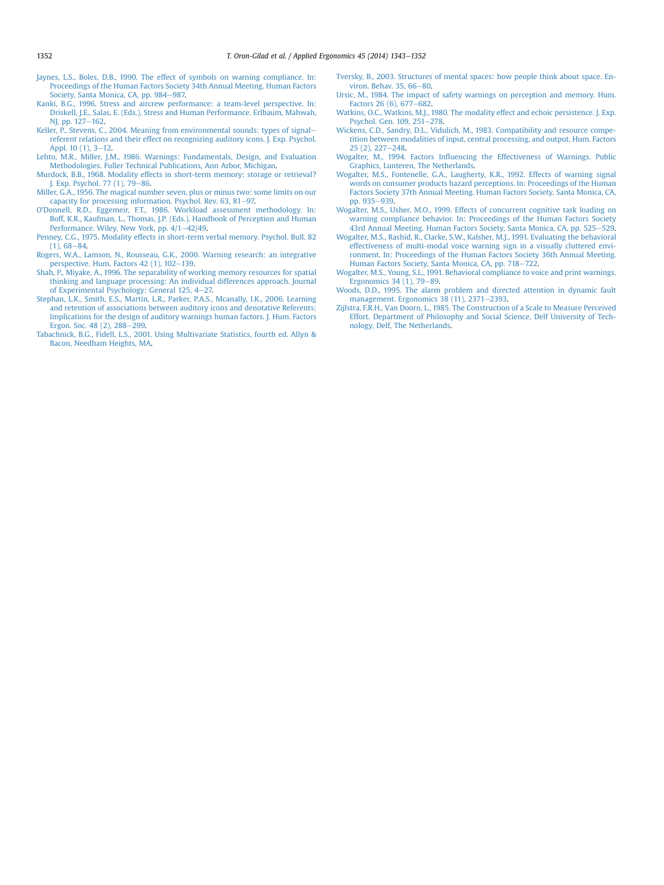Jaynes, L.S., Boles, D.B., 1990. The effect of symbols on warning compliance. In: Proceedings of the Human Factors Society 34th Annual Meeting. Human Factors Society, Santa Monica, CA, pp. 984–987.

Kanki, B.G., 1996. Stress and aircrew performance: a team-level perspective. In: Driskell, J.E., Salas, E. (Eds.), Stress and Human Performance. Erlbaum, Mahwah, NJ, pp. 127–162.

Keller, P., Stevens, C., 2004. Meaning from environmental sounds: types of signal–referent relations and their effect on recognizing auditory icons. J. Exp. Psychol. Appl. 10 (1), 3–12.

Lehto, M.R., Miller, J.M., 1986. Warnings: Fundamentals, Design, and Evaluation Methodologies. Fuller Technical Publications, Ann Arbor, Michigan.

Murdock, B.B., 1968. Modality effects in short-term memory: storage or retrieval? J. Exp. Psychol. 77 (1), 79–86.

Miller, G.A., 1956. The magical number seven, plus or minus two: some limits on our capacity for processing information. Psychol. Rev. 63, 81–97.

O'Donnell, R.D., Eggemeir, F.T., 1986. Workload assessment methodology. In: Boff, K.R., Kaufman, L., Thomas, J.P. (Eds.), Handbook of Perception and Human Performance. Wiley, New York, pp. 4/1–42/49.

Penney, C.G., 1975. Modality effects in short-term verbal memory. Psychol. Bull. 82 (1), 68–84.

Rogers, W.A., Lamson, N., Rousseau, G.K., 2000. Warning research: an integrative perspective. Hum. Factors 42 (1), 102–139.

Shah, P., Miyake, A., 1996. The separability of working memory resources for spatial thinking and language processing: An individual differences approach. Journal of Experimental Psychology: General 125, 4–27.

Stephan, L.K., Smith, E.S., Martin, L.R., Parker, P.A.S., Mcanally, I.K., 2006. Learning and retention of associations between auditory icons and denotative Referents: Implications for the design of auditory warnings human factors. J. Hum. Factors Ergon. Soc. 48 (2), 288–299.

Tabachnick, B.G., Fidell, L.S., 2001. Using Multivariate Statistics, fourth ed. Allyn & Bacon, Needham Heights, MA.

Tversky, B., 2003. Structures of mental spaces: how people think about space. Environ. Behav. 35, 66–80.

Ursic, M., 1984. The impact of safety warnings on perception and memory. Hum. Factors 26 (6), 677–682.

Watkins, O.C., Watkins, M.J., 1980. The modality effect and echoic persistence. J. Exp. Psychol. Gen. 109, 251–278.

Wickens, C.D., Sandry, D.L., Vidulich, M., 1983. Compatibility and resource competition between modalities of input, central processing, and output. Hum. Factors 25 (2), 227–248.

Wogalter, M., 1994. Factors Influencing the Effectiveness of Warnings. Public Graphics, Lunteren, The Netherlands.

Wogalter, M.S., Fontenelle, G.A., Laugherty, K.R., 1992. Effects of warning signal words on consumer products hazard perceptions. In: Proceedings of the Human Factors Society 37th Annual Meeting. Human Factors Society, Santa Monica, CA, pp. 935–939.

Wogalter, M.S., Usher, M.O., 1999. Effects of concurrent cognitive task loading on warning compliance behavior. In: Proceedings of the Human Factors Society 43rd Annual Meeting. Human Factors Society, Santa Monica, CA, pp. 525–529.

Wogalter, M.S., Rashid, R., Clarke, S.W., Kalsher, M.J., 1991. Evaluating the behavioral effectiveness of multi-modal voice warning sign in a visually cluttered environment. In: Proceedings of the Human Factors Society 36th Annual Meeting. Human Factors Society, Santa Monica, CA, pp. 718–722.

Wogalter, M.S., Young, S.L., 1991. Behavioral compliance to voice and print warnings. Ergonomics 34 (1), 79–89.

Woods, D.D., 1995. The alarm problem and directed attention in dynamic fault management. Ergonomics 38 (11), 2371–2393.

Zijlstra, F.R.H., Van Doorn, L., 1985. The Construction of a Scale to Measure Perceived Effort. Department of Philosophy and Social Science, Delf University of Technology, Delf, The Netherlands.